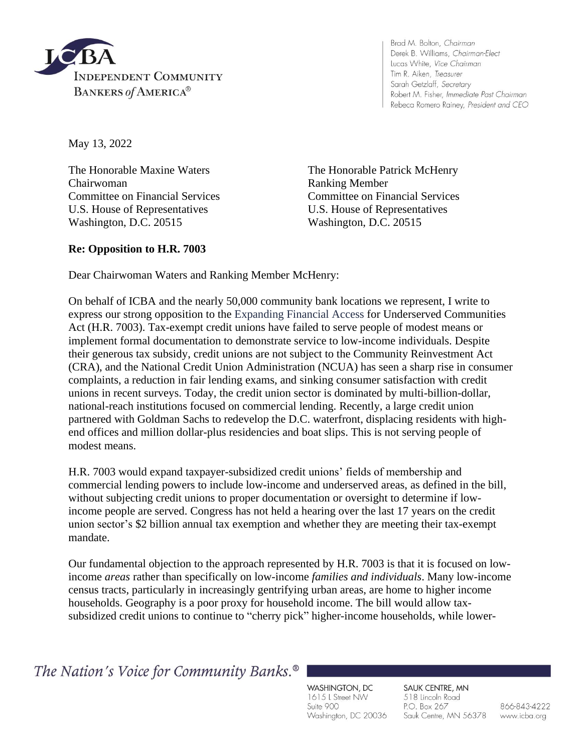Brad M. Bolton, *Chairman*
Derek B. Williams, *Chairman-Elect*
Lucas White, *Vice Chairman*
Tim R. Aiken, *Treasurer*
Sarah Getzlaff, *Secretary*
Robert M. Fisher, *Immediate Past Chairman*
Rebeca Romero Rainey, *President and CEO*

May 13, 2022

The Honorable Maxine Waters
Chairwoman
Committee on Financial Services
U.S. House of Representatives
Washington, D.C. 20515

The Honorable Patrick McHenry
Ranking Member
Committee on Financial Services
U.S. House of Representatives
Washington, D.C. 20515

**Re: Opposition to H.R. 7003**

Dear Chairwoman Waters and Ranking Member McHenry:

On behalf of ICBA and the nearly 50,000 community bank locations we represent, I write to express our strong opposition to the Expanding Financial Access for Underserved Communities Act (H.R. 7003). Tax-exempt credit unions have failed to serve people of modest means or implement formal documentation to demonstrate service to low-income individuals. Despite their generous tax subsidy, credit unions are not subject to the Community Reinvestment Act (CRA), and the National Credit Union Administration (NCUA) has seen a sharp rise in consumer complaints, a reduction in fair lending exams, and sinking consumer satisfaction with credit unions in recent surveys. Today, the credit union sector is dominated by multi-billion-dollar, national-reach institutions focused on commercial lending. Recently, a large credit union partnered with Goldman Sachs to redevelop the D.C. waterfront, displacing residents with high-end offices and million dollar-plus residencies and boat slips. This is not serving people of modest means.

H.R. 7003 would expand taxpayer-subsidized credit unions' fields of membership and commercial lending powers to include low-income and underserved areas, as defined in the bill, without subjecting credit unions to proper documentation or oversight to determine if low-income people are served. Congress has not held a hearing over the last 17 years on the credit union sector's $2 billion annual tax exemption and whether they are meeting their tax-exempt mandate.

Our fundamental objection to the approach represented by H.R. 7003 is that it is focused on low-income *areas* rather than specifically on low-income *families and individuals*. Many low-income census tracts, particularly in increasingly gentrifying urban areas, are home to higher income households. Geography is a poor proxy for household income. The bill would allow tax-subsidized credit unions to continue to "cherry pick" higher-income households, while lower-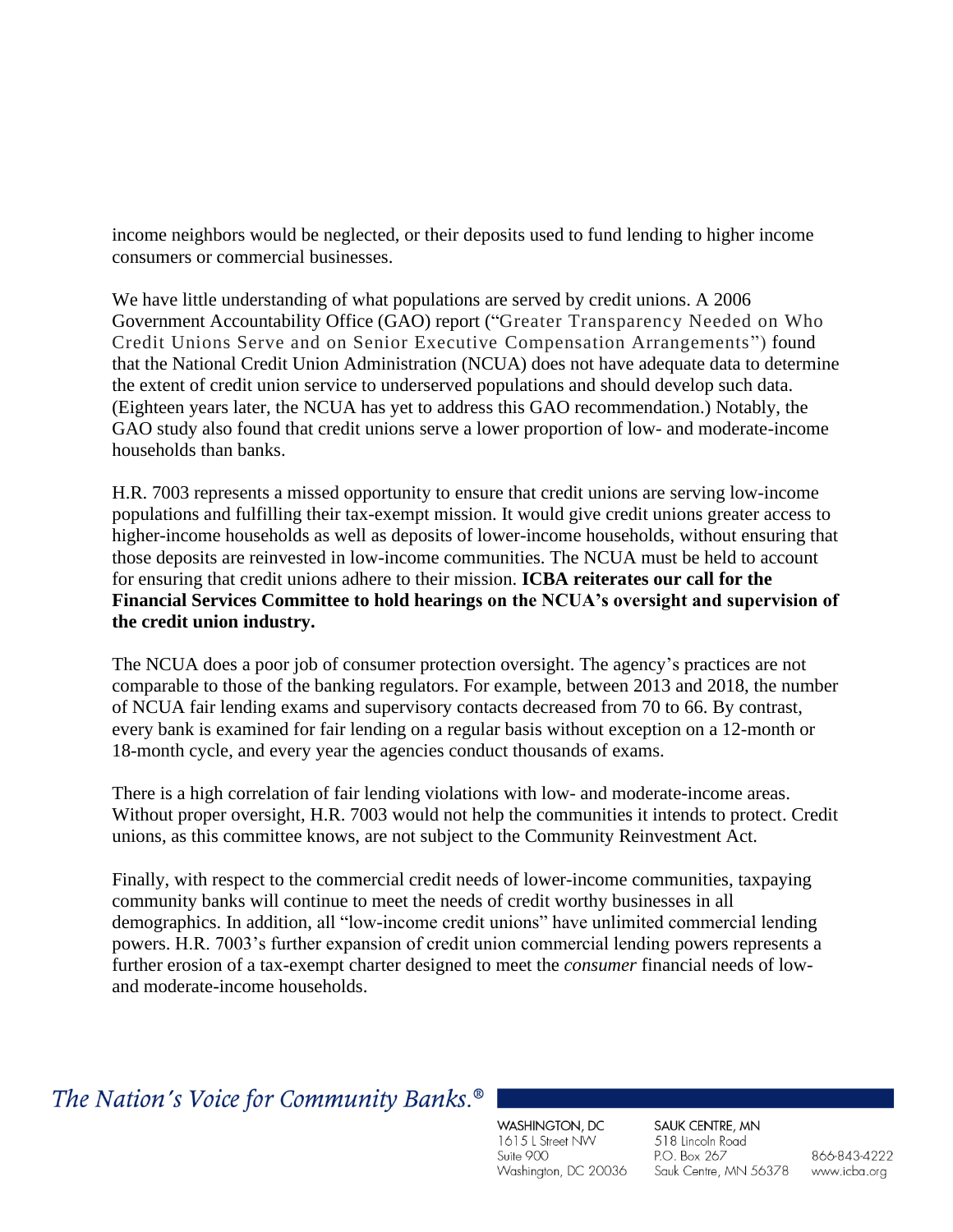income neighbors would be neglected, or their deposits used to fund lending to higher income consumers or commercial businesses.

We have little understanding of what populations are served by credit unions. A 2006 Government Accountability Office (GAO) report ("Greater Transparency Needed on Who Credit Unions Serve and on Senior Executive Compensation Arrangements") found that the National Credit Union Administration (NCUA) does not have adequate data to determine the extent of credit union service to underserved populations and should develop such data. (Eighteen years later, the NCUA has yet to address this GAO recommendation.) Notably, the GAO study also found that credit unions serve a lower proportion of low- and moderate-income households than banks.

H.R. 7003 represents a missed opportunity to ensure that credit unions are serving low-income populations and fulfilling their tax-exempt mission. It would give credit unions greater access to higher-income households as well as deposits of lower-income households, without ensuring that those deposits are reinvested in low-income communities. The NCUA must be held to account for ensuring that credit unions adhere to their mission. **ICBA reiterates our call for the Financial Services Committee to hold hearings on the NCUA's oversight and supervision of the credit union industry.**

The NCUA does a poor job of consumer protection oversight. The agency's practices are not comparable to those of the banking regulators. For example, between 2013 and 2018, the number of NCUA fair lending exams and supervisory contacts decreased from 70 to 66. By contrast, every bank is examined for fair lending on a regular basis without exception on a 12-month or 18-month cycle, and every year the agencies conduct thousands of exams.

There is a high correlation of fair lending violations with low- and moderate-income areas. Without proper oversight, H.R. 7003 would not help the communities it intends to protect. Credit unions, as this committee knows, are not subject to the Community Reinvestment Act.

Finally, with respect to the commercial credit needs of lower-income communities, taxpaying community banks will continue to meet the needs of credit worthy businesses in all demographics. In addition, all "low-income credit unions" have unlimited commercial lending powers. H.R. 7003's further expansion of credit union commercial lending powers represents a further erosion of a tax-exempt charter designed to meet the *consumer* financial needs of low- and moderate-income households.

*The Nation's Voice for Community Banks.®*

WASHINGTON, DC
1615 L Street NW
Suite 900
Washington, DC 20036

SAUK CENTRE, MN
518 Lincoln Road
P.O. Box 267
Sauk Centre, MN 56378

866-843-4222
www.icba.org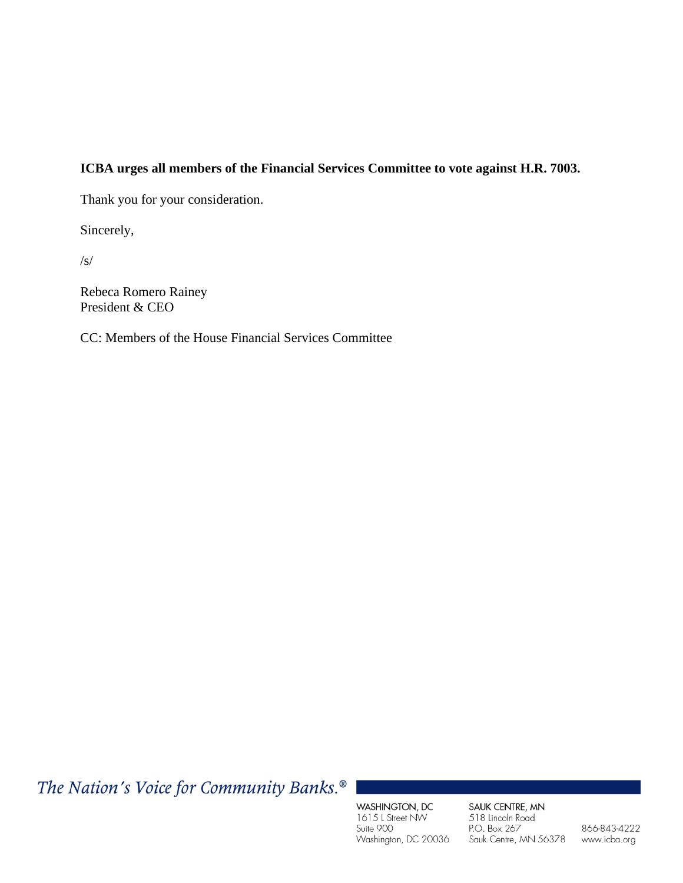**ICBA urges all members of the Financial Services Committee to vote against H.R. 7003.**

Thank you for your consideration.

Sincerely,

/s/

Rebeca Romero Rainey
President & CEO

CC: Members of the House Financial Services Committee